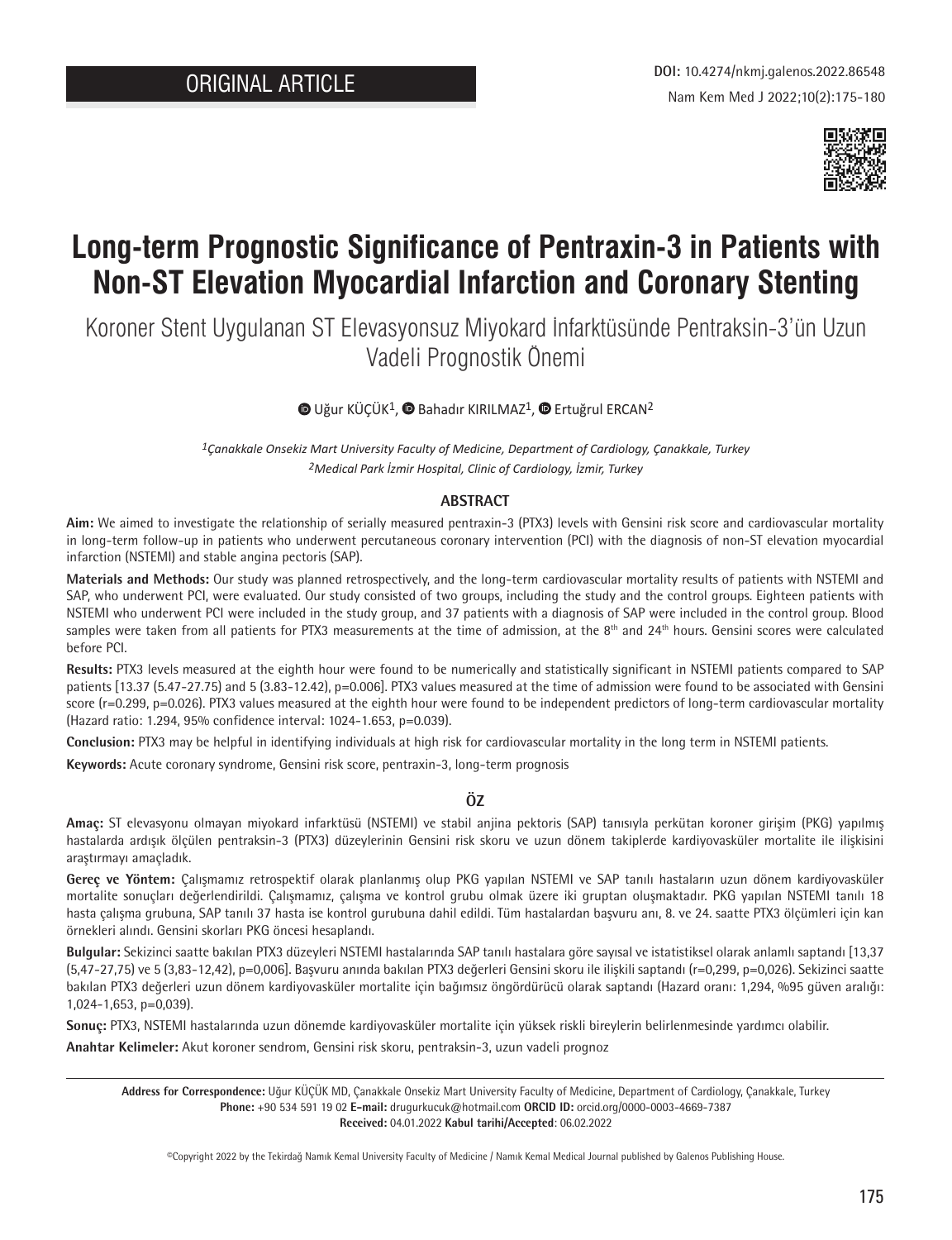ORIGINAL ARTICLE

**DOI:** 10.4274/nkmj.galenos.2022.86548

# Long-term Prognostic Significance of Pentraxin-3 in Patients with Non-ST Elevation Myocardial Infarction and Coronary Stenting

## Koroner Stent Uygulanan ST Elevasyonsuz Miyokard İnfarktüsünde Pentraksin-3'ün Uzun Vadeli Prognostik Önemi

Uğur KÜÇÜK[1], Bahadır KIRILMAZ[1], Ertuğrul ERCAN[2]

*[1]Çanakkale Onsekiz Mart University Faculty of Medicine, Department of Cardiology, Çanakkale, Turkey*
*[2]Medical Park İzmir Hospital, Clinic of Cardiology, İzmir, Turkey*

### ABSTRACT

**Aim:** We aimed to investigate the relationship of serially measured pentraxin-3 (PTX3) levels with Gensini risk score and cardiovascular mortality in long-term follow-up in patients who underwent percutaneous coronary intervention (PCI) with the diagnosis of non-ST elevation myocardial infarction (NSTEMI) and stable angina pectoris (SAP).

**Materials and Methods:** Our study was planned retrospectively, and the long-term cardiovascular mortality results of patients with NSTEMI and SAP, who underwent PCI, were evaluated. Our study consisted of two groups, including the study and the control groups. Eighteen patients with NSTEMI who underwent PCI were included in the study group, and 37 patients with a diagnosis of SAP were included in the control group. Blood samples were taken from all patients for PTX3 measurements at the time of admission, at the $8^{th}$ and $24^{th}$ hours. Gensini scores were calculated before PCI.

**Results:** PTX3 levels measured at the eighth hour were found to be numerically and statistically significant in NSTEMI patients compared to SAP patients [13.37 (5.47-27.75) and 5 (3.83-12.42), p=0.006]. PTX3 values measured at the time of admission were found to be associated with Gensini score (r=0.299, p=0.026). PTX3 values measured at the eighth hour were found to be independent predictors of long-term cardiovascular mortality (Hazard ratio: 1.294, 95% confidence interval: 1024-1.653, p=0.039).

**Conclusion:** PTX3 may be helpful in identifying individuals at high risk for cardiovascular mortality in the long term in NSTEMI patients.

**Keywords:** Acute coronary syndrome, Gensini risk score, pentraxin-3, long-term prognosis

### ÖZ

**Amaç:** ST elevasyonu olmayan miyokard infarktüsü (NSTEMI) ve stabil anjina pektoris (SAP) tanısıyla perkütan koroner girişim (PKG) yapılmış hastalarda ardışık ölçülen pentraksin-3 (PTX3) düzeylerinin Gensini risk skoru ve uzun dönem takiplerde kardiyovasküler mortalite ile ilişkisini araştırmayı amaçladık.

**Gereç ve Yöntem:** Çalışmamız retrospektif olarak planlanmış olup PKG yapılan NSTEMI ve SAP tanılı hastaların uzun dönem kardiyovasküler mortalite sonuçları değerlendirildi. Çalışmamız, çalışma ve kontrol grubu olmak üzere iki gruptan oluşmaktadır. PKG yapılan NSTEMI tanılı 18 hasta çalışma grubuna, SAP tanılı 37 hasta ise kontrol gurubuna dahil edildi. Tüm hastalardan başvuru anı, 8. ve 24. saatte PTX3 ölçümleri için kan örnekleri alındı. Gensini skorları PKG öncesi hesaplandı.

**Bulgular:** Sekizinci saatte bakılan PTX3 düzeyleri NSTEMI hastalarında SAP tanılı hastalara göre sayısal ve istatistiksel olarak anlamlı saptandı [13,37 (5,47-27,75) ve 5 (3,83-12,42), p=0,006]. Başvuru anında bakılan PTX3 değerleri Gensini skoru ile ilişkili saptandı (r=0,299, p=0,026). Sekizinci saatte bakılan PTX3 değerleri uzun dönem kardiyovasküler mortalite için bağımsız öngördürücü olarak saptandı (Hazard oranı: 1,294, %95 güven aralığı: 1,024-1,653, p=0,039).

**Sonuç:** PTX3, NSTEMI hastalarında uzun dönemde kardiyovasküler mortalite için yüksek riskli bireylerin belirlenmesinde yardımcı olabilir.

**Anahtar Kelimeler:** Akut koroner sendrom, Gensini risk skoru, pentraksin-3, uzun vadeli prognoz

---

**Address for Correspondence:** Uğur KÜÇÜK MD, Çanakkale Onsekiz Mart University Faculty of Medicine, Department of Cardiology, Çanakkale, Turkey
**Phone:** +90 534 591 19 02 **E-mail:** drugurkucuk@hotmail.com **ORCID ID:** orcid.org/0000-0003-4669-7387
**Received:** 04.01.2022 **Kabul tarihi/Accepted**: 06.02.2022

©Copyright 2022 by the Tekirdağ Namık Kemal University Faculty of Medicine / Namık Kemal Medical Journal published by Galenos Publishing House.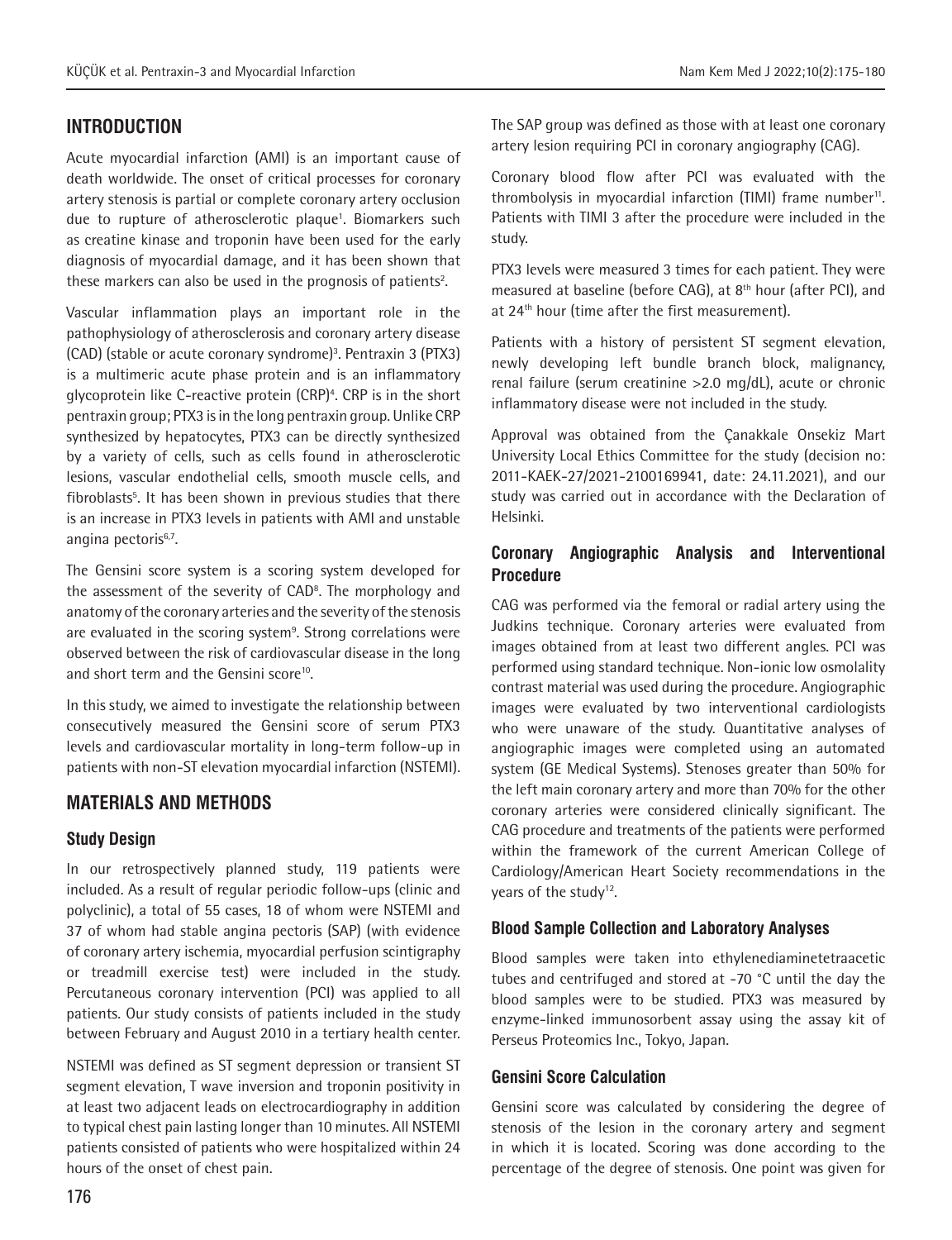## INTRODUCTION

Acute myocardial infarction (AMI) is an important cause of death worldwide. The onset of critical processes for coronary artery stenosis is partial or complete coronary artery occlusion due to rupture of atherosclerotic plaque[1]. Biomarkers such as creatine kinase and troponin have been used for the early diagnosis of myocardial damage, and it has been shown that these markers can also be used in the prognosis of patients[2].

Vascular inflammation plays an important role in the pathophysiology of atherosclerosis and coronary artery disease (CAD) (stable or acute coronary syndrome)[3]. Pentraxin 3 (PTX3) is a multimeric acute phase protein and is an inflammatory glycoprotein like C-reactive protein (CRP)[4]. CRP is in the short pentraxin group; PTX3 is in the long pentraxin group. Unlike CRP synthesized by hepatocytes, PTX3 can be directly synthesized by a variety of cells, such as cells found in atherosclerotic lesions, vascular endothelial cells, smooth muscle cells, and fibroblasts[5]. It has been shown in previous studies that there is an increase in PTX3 levels in patients with AMI and unstable angina pectoris[6,7].

The Gensini score system is a scoring system developed for the assessment of the severity of CAD[8]. The morphology and anatomy of the coronary arteries and the severity of the stenosis are evaluated in the scoring system[9]. Strong correlations were observed between the risk of cardiovascular disease in the long and short term and the Gensini score[10].

In this study, we aimed to investigate the relationship between consecutively measured the Gensini score of serum PTX3 levels and cardiovascular mortality in long-term follow-up in patients with non-ST elevation myocardial infarction (NSTEMI).

## MATERIALS AND METHODS

### Study Design

In our retrospectively planned study, 119 patients were included. As a result of regular periodic follow-ups (clinic and polyclinic), a total of 55 cases, 18 of whom were NSTEMI and 37 of whom had stable angina pectoris (SAP) (with evidence of coronary artery ischemia, myocardial perfusion scintigraphy or treadmill exercise test) were included in the study. Percutaneous coronary intervention (PCI) was applied to all patients. Our study consists of patients included in the study between February and August 2010 in a tertiary health center.

NSTEMI was defined as ST segment depression or transient ST segment elevation, T wave inversion and troponin positivity in at least two adjacent leads on electrocardiography in addition to typical chest pain lasting longer than 10 minutes. All NSTEMI patients consisted of patients who were hospitalized within 24 hours of the onset of chest pain.

The SAP group was defined as those with at least one coronary artery lesion requiring PCI in coronary angiography (CAG).

Coronary blood flow after PCI was evaluated with the thrombolysis in myocardial infarction (TIMI) frame number[11]. Patients with TIMI 3 after the procedure were included in the study.

PTX3 levels were measured 3 times for each patient. They were measured at baseline (before CAG), at 8th hour (after PCI), and at 24th hour (time after the first measurement).

Patients with a history of persistent ST segment elevation, newly developing left bundle branch block, malignancy, renal failure (serum creatinine >2.0 mg/dL), acute or chronic inflammatory disease were not included in the study.

Approval was obtained from the Çanakkale Onsekiz Mart University Local Ethics Committee for the study (decision no: 2011-KAEK-27/2021-2100169941, date: 24.11.2021), and our study was carried out in accordance with the Declaration of Helsinki.

### Coronary Angiographic Analysis and Interventional Procedure

CAG was performed via the femoral or radial artery using the Judkins technique. Coronary arteries were evaluated from images obtained from at least two different angles. PCI was performed using standard technique. Non-ionic low osmolality contrast material was used during the procedure. Angiographic images were evaluated by two interventional cardiologists who were unaware of the study. Quantitative analyses of angiographic images were completed using an automated system (GE Medical Systems). Stenoses greater than 50% for the left main coronary artery and more than 70% for the other coronary arteries were considered clinically significant. The CAG procedure and treatments of the patients were performed within the framework of the current American College of Cardiology/American Heart Society recommendations in the years of the study[12].

### Blood Sample Collection and Laboratory Analyses

Blood samples were taken into ethylenediaminetetraacetic tubes and centrifuged and stored at -70 °C until the day the blood samples were to be studied. PTX3 was measured by enzyme-linked immunosorbent assay using the assay kit of Perseus Proteomics Inc., Tokyo, Japan.

### Gensini Score Calculation

Gensini score was calculated by considering the degree of stenosis of the lesion in the coronary artery and segment in which it is located. Scoring was done according to the percentage of the degree of stenosis. One point was given for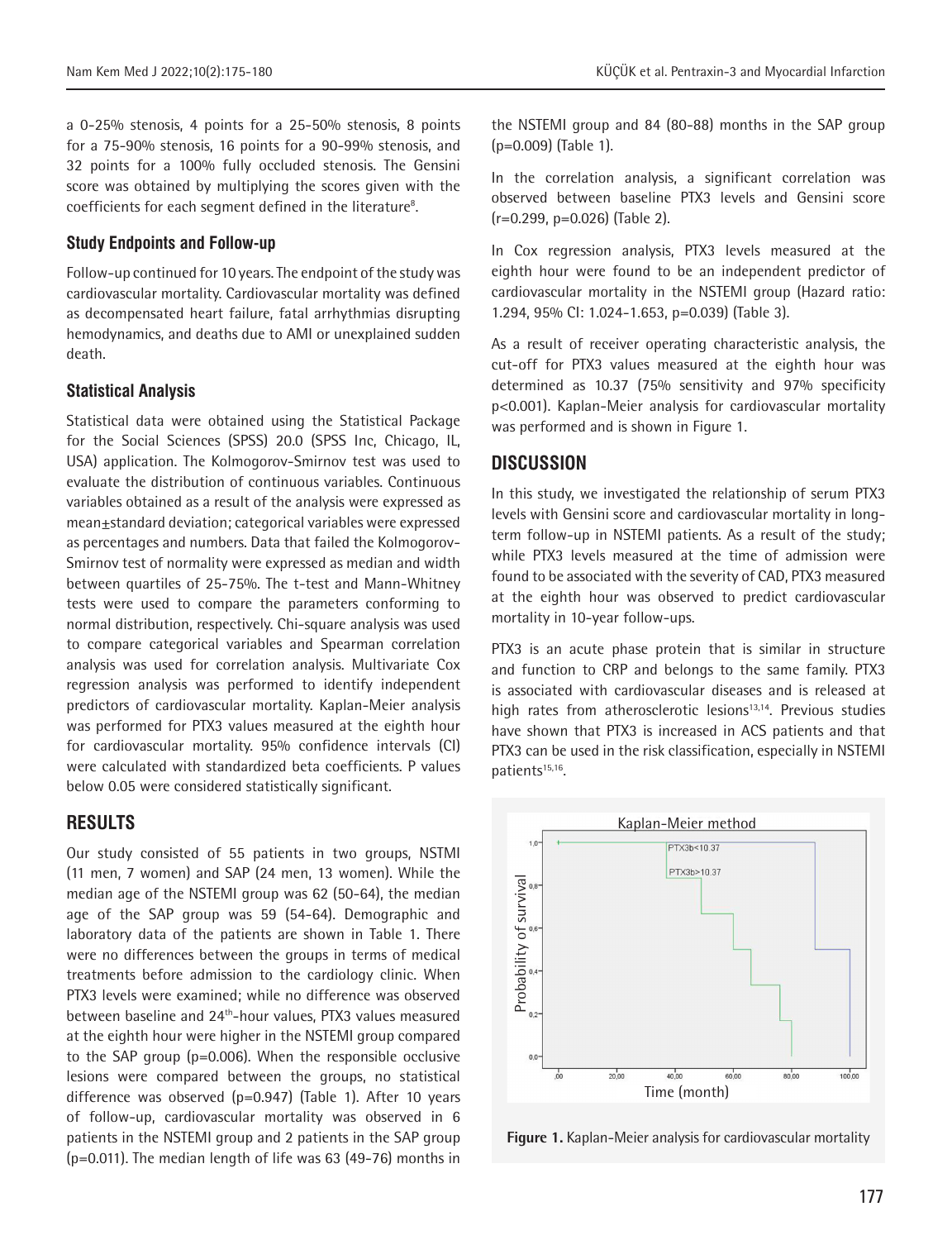a 0-25% stenosis, 4 points for a 25-50% stenosis, 8 points for a 75-90% stenosis, 16 points for a 90-99% stenosis, and 32 points for a 100% fully occluded stenosis. The Gensini score was obtained by multiplying the scores given with the coefficients for each segment defined in the literature[8].

### Study Endpoints and Follow-up

Follow-up continued for 10 years. The endpoint of the study was cardiovascular mortality. Cardiovascular mortality was defined as decompensated heart failure, fatal arrhythmias disrupting hemodynamics, and deaths due to AMI or unexplained sudden death.

### Statistical Analysis

Statistical data were obtained using the Statistical Package for the Social Sciences (SPSS) 20.0 (SPSS Inc, Chicago, IL, USA) application. The Kolmogorov-Smirnov test was used to evaluate the distribution of continuous variables. Continuous variables obtained as a result of the analysis were expressed as mean±standard deviation; categorical variables were expressed as percentages and numbers. Data that failed the Kolmogorov-Smirnov test of normality were expressed as median and width between quartiles of 25-75%. The t-test and Mann-Whitney tests were used to compare the parameters conforming to normal distribution, respectively. Chi-square analysis was used to compare categorical variables and Spearman correlation analysis was used for correlation analysis. Multivariate Cox regression analysis was performed to identify independent predictors of cardiovascular mortality. Kaplan-Meier analysis was performed for PTX3 values measured at the eighth hour for cardiovascular mortality. 95% confidence intervals (CI) were calculated with standardized beta coefficients. P values below 0.05 were considered statistically significant.

## RESULTS

Our study consisted of 55 patients in two groups, NSTMI (11 men, 7 women) and SAP (24 men, 13 women). While the median age of the NSTEMI group was 62 (50-64), the median age of the SAP group was 59 (54-64). Demographic and laboratory data of the patients are shown in Table 1. There were no differences between the groups in terms of medical treatments before admission to the cardiology clinic. When PTX3 levels were examined; while no difference was observed between baseline and 24[th]-hour values, PTX3 values measured at the eighth hour were higher in the NSTEMI group compared to the SAP group (p=0.006). When the responsible occlusive lesions were compared between the groups, no statistical difference was observed (p=0.947) (Table 1). After 10 years of follow-up, cardiovascular mortality was observed in 6 patients in the NSTEMI group and 2 patients in the SAP group (p=0.011). The median length of life was 63 (49-76) months in the NSTEMI group and 84 (80-88) months in the SAP group (p=0.009) (Table 1).

In the correlation analysis, a significant correlation was observed between baseline PTX3 levels and Gensini score (r=0.299, p=0.026) (Table 2).

In Cox regression analysis, PTX3 levels measured at the eighth hour were found to be an independent predictor of cardiovascular mortality in the NSTEMI group (Hazard ratio: 1.294, 95% CI: 1.024-1.653, p=0.039) (Table 3).

As a result of receiver operating characteristic analysis, the cut-off for PTX3 values measured at the eighth hour was determined as 10.37 (75% sensitivity and 97% specificity p<0.001). Kaplan-Meier analysis for cardiovascular mortality was performed and is shown in Figure 1.

## DISCUSSION

In this study, we investigated the relationship of serum PTX3 levels with Gensini score and cardiovascular mortality in long-term follow-up in NSTEMI patients. As a result of the study; while PTX3 levels measured at the time of admission were found to be associated with the severity of CAD, PTX3 measured at the eighth hour was observed to predict cardiovascular mortality in 10-year follow-ups.

PTX3 is an acute phase protein that is similar in structure and function to CRP and belongs to the same family. PTX3 is associated with cardiovascular diseases and is released at high rates from atherosclerotic lesions[13,14]. Previous studies have shown that PTX3 is increased in ACS patients and that PTX3 can be used in the risk classification, especially in NSTEMI patients[15,16].

**Figure 1.** Kaplan-Meier analysis for cardiovascular mortality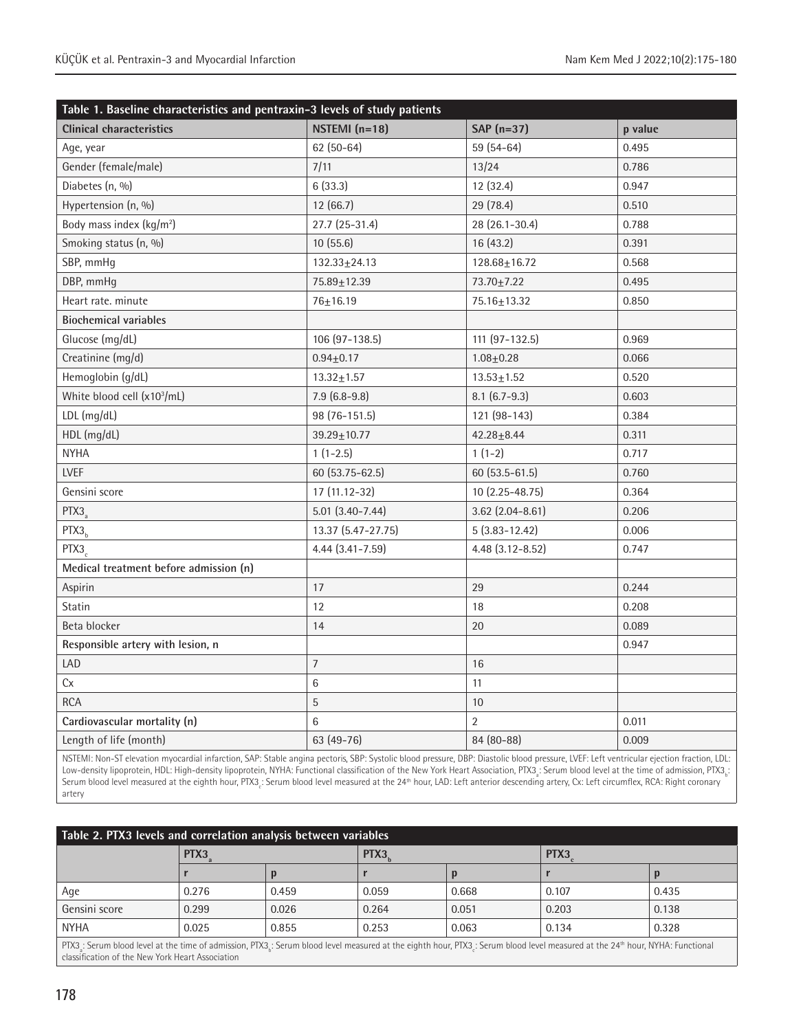**Table 1. Baseline characteristics and pentraxin-3 levels of study patients**

| Clinical characteristics | NSTEMI (n=18) | SAP (n=37) | p value |
|---|---|---|---|
| Age, year | 62 (50-64) | 59 (54-64) | 0.495 |
| Gender (female/male) | 7/11 | 13/24 | 0.786 |
| Diabetes (n, %) | 6 (33.3) | 12 (32.4) | 0.947 |
| Hypertension (n, %) | 12 (66.7) | 29 (78.4) | 0.510 |
| Body mass index (kg/m²) | 27.7 (25-31.4) | 28 (26.1-30.4) | 0.788 |
| Smoking status (n, %) | 10 (55.6) | 16 (43.2) | 0.391 |
| SBP, mmHg | 132.33±24.13 | 128.68±16.72 | 0.568 |
| DBP, mmHg | 75.89±12.39 | 73.70±7.22 | 0.495 |
| Heart rate. minute | 76±16.19 | 75.16±13.32 | 0.850 |
| **Biochemical variables** | | | |
| Glucose (mg/dL) | 106 (97-138.5) | 111 (97-132.5) | 0.969 |
| Creatinine (mg/d) | 0.94±0.17 | 1.08±0.28 | 0.066 |
| Hemoglobin (g/dL) | 13.32±1.57 | 13.53±1.52 | 0.520 |
| White blood cell (x10³/mL) | 7.9 (6.8-9.8) | 8.1 (6.7-9.3) | 0.603 |
| LDL (mg/dL) | 98 (76-151.5) | 121 (98-143) | 0.384 |
| HDL (mg/dL) | 39.29±10.77 | 42.28±8.44 | 0.311 |
| NYHA | 1 (1-2.5) | 1 (1-2) | 0.717 |
| LVEF | 60 (53.75-62.5) | 60 (53.5-61.5) | 0.760 |
| Gensini score | 17 (11.12-32) | 10 (2.25-48.75) | 0.364 |
| $PTX3_a$ | 5.01 (3.40-7.44) | 3.62 (2.04-8.61) | 0.206 |
| $PTX3_b$ | 13.37 (5.47-27.75) | 5 (3.83-12.42) | 0.006 |
| $PTX3_c$ | 4.44 (3.41-7.59) | 4.48 (3.12-8.52) | 0.747 |
| **Medical treatment before admission (n)** | | | |
| Aspirin | 17 | 29 | 0.244 |
| Statin | 12 | 18 | 0.208 |
| Beta blocker | 14 | 20 | 0.089 |
| **Responsible artery with lesion, n** | | | 0.947 |
| LAD | 7 | 16 | |
| Cx | 6 | 11 | |
| RCA | 5 | 10 | |
| **Cardiovascular mortality (n)** | 6 | 2 | 0.011 |
| Length of life (month) | 63 (49-76) | 84 (80-88) | 0.009 |

NSTEMI: Non-ST elevation myocardial infarction, SAP: Stable angina pectoris, SBP: Systolic blood pressure, DBP: Diastolic blood pressure, LVEF: Left ventricular ejection fraction, LDL: Low-density lipoprotein, HDL: High-density lipoprotein, NYHA: Functional classification of the New York Heart Association, $PTX3_a$: Serum blood level at the time of admission, $PTX3_b$: Serum blood level measured at the eighth hour, $PTX3_c$: Serum blood level measured at the 24th hour, LAD: Left anterior descending artery, Cx: Left circumflex, RCA: Right coronary artery

**Table 2. PTX3 levels and correlation analysis between variables**

| | $PTX3_a$ | | $PTX3_b$ | | $PTX3_c$ | |
|---|---|---|---|---|---|---|
| | r | p | r | p | r | p |
| Age | 0.276 | 0.459 | 0.059 | 0.668 | 0.107 | 0.435 |
| Gensini score | 0.299 | 0.026 | 0.264 | 0.051 | 0.203 | 0.138 |
| NYHA | 0.025 | 0.855 | 0.253 | 0.063 | 0.134 | 0.328 |

$PTX3_a$: Serum blood level at the time of admission, $PTX3_b$: Serum blood level measured at the eighth hour, $PTX3_c$: Serum blood level measured at the 24th hour, NYHA: Functional classification of the New York Heart Association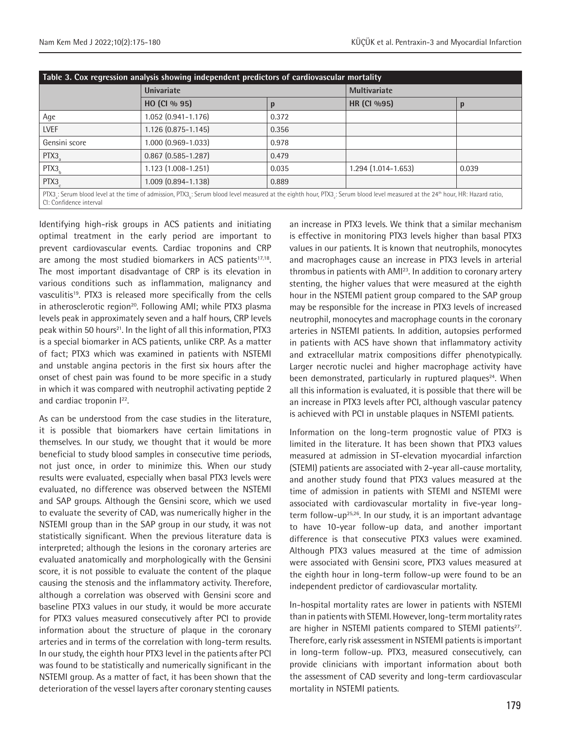**Table 3. Cox regression analysis showing independent predictors of cardiovascular mortality**

| | Univariate | | Multivariate | |
|---|---|---|---|---|
| | HO (CI % 95) | p | HR (CI %95) | p |
| Age | 1.052 (0.941-1.176) | 0.372 | | |
| LVEF | 1.126 (0.875-1.145) | 0.356 | | |
| Gensini score | 1.000 (0.969-1.033) | 0.978 | | |
| $PTX3_a$ | 0.867 (0.585-1.287) | 0.479 | | |
| $PTX3_b$ | 1.123 (1.008-1.251) | 0.035 | 1.294 (1.014-1.653) | 0.039 |
| $PTX3_c$ | 1.009 (0.894-1.138) | 0.889 | | |

$PTX3_a$: Serum blood level at the time of admission, $PTX3_b$: Serum blood level measured at the eighth hour, $PTX3_c$: Serum blood level measured at the 24th hour, HR: Hazard ratio, CI: Confidence interval

Identifying high-risk groups in ACS patients and initiating optimal treatment in the early period are important to prevent cardiovascular events. Cardiac troponins and CRP are among the most studied biomarkers in ACS patients[17,18]. The most important disadvantage of CRP is its elevation in various conditions such as inflammation, malignancy and vasculitis[19]. PTX3 is released more specifically from the cells in atherosclerotic region[20]. Following AMI; while PTX3 plasma levels peak in approximately seven and a half hours, CRP levels peak within 50 hours[21]. In the light of all this information, PTX3 is a special biomarker in ACS patients, unlike CRP. As a matter of fact; PTX3 which was examined in patients with NSTEMI and unstable angina pectoris in the first six hours after the onset of chest pain was found to be more specific in a study in which it was compared with neutrophil activating peptide 2 and cardiac troponin I[22].

As can be understood from the case studies in the literature, it is possible that biomarkers have certain limitations in themselves. In our study, we thought that it would be more beneficial to study blood samples in consecutive time periods, not just once, in order to minimize this. When our study results were evaluated, especially when basal PTX3 levels were evaluated, no difference was observed between the NSTEMI and SAP groups. Although the Gensini score, which we used to evaluate the severity of CAD, was numerically higher in the NSTEMI group than in the SAP group in our study, it was not statistically significant. When the previous literature data is interpreted; although the lesions in the coronary arteries are evaluated anatomically and morphologically with the Gensini score, it is not possible to evaluate the content of the plaque causing the stenosis and the inflammatory activity. Therefore, although a correlation was observed with Gensini score and baseline PTX3 values in our study, it would be more accurate for PTX3 values measured consecutively after PCI to provide information about the structure of plaque in the coronary arteries and in terms of the correlation with long-term results. In our study, the eighth hour PTX3 level in the patients after PCI was found to be statistically and numerically significant in the NSTEMI group. As a matter of fact, it has been shown that the deterioration of the vessel layers after coronary stenting causes an increase in PTX3 levels. We think that a similar mechanism is effective in monitoring PTX3 levels higher than basal PTX3 values in our patients. It is known that neutrophils, monocytes and macrophages cause an increase in PTX3 levels in arterial thrombus in patients with AMI[23]. In addition to coronary artery stenting, the higher values that were measured at the eighth hour in the NSTEMI patient group compared to the SAP group may be responsible for the increase in PTX3 levels of increased neutrophil, monocytes and macrophage counts in the coronary arteries in NSTEMI patients. In addition, autopsies performed in patients with ACS have shown that inflammatory activity and extracellular matrix compositions differ phenotypically. Larger necrotic nuclei and higher macrophage activity have been demonstrated, particularly in ruptured plaques[24]. When all this information is evaluated, it is possible that there will be an increase in PTX3 levels after PCI, although vascular patency is achieved with PCI in unstable plaques in NSTEMI patients.

Information on the long-term prognostic value of PTX3 is limited in the literature. It has been shown that PTX3 values measured at admission in ST-elevation myocardial infarction (STEMI) patients are associated with 2-year all-cause mortality, and another study found that PTX3 values measured at the time of admission in patients with STEMI and NSTEMI were associated with cardiovascular mortality in five-year long-term follow-up[25,26]. In our study, it is an important advantage to have 10-year follow-up data, and another important difference is that consecutive PTX3 values were examined. Although PTX3 values measured at the time of admission were associated with Gensini score, PTX3 values measured at the eighth hour in long-term follow-up were found to be an independent predictor of cardiovascular mortality.

In-hospital mortality rates are lower in patients with NSTEMI than in patients with STEMI. However, long-term mortality rates are higher in NSTEMI patients compared to STEMI patients[27]. Therefore, early risk assessment in NSTEMI patients is important in long-term follow-up. PTX3, measured consecutively, can provide clinicians with important information about both the assessment of CAD severity and long-term cardiovascular mortality in NSTEMI patients.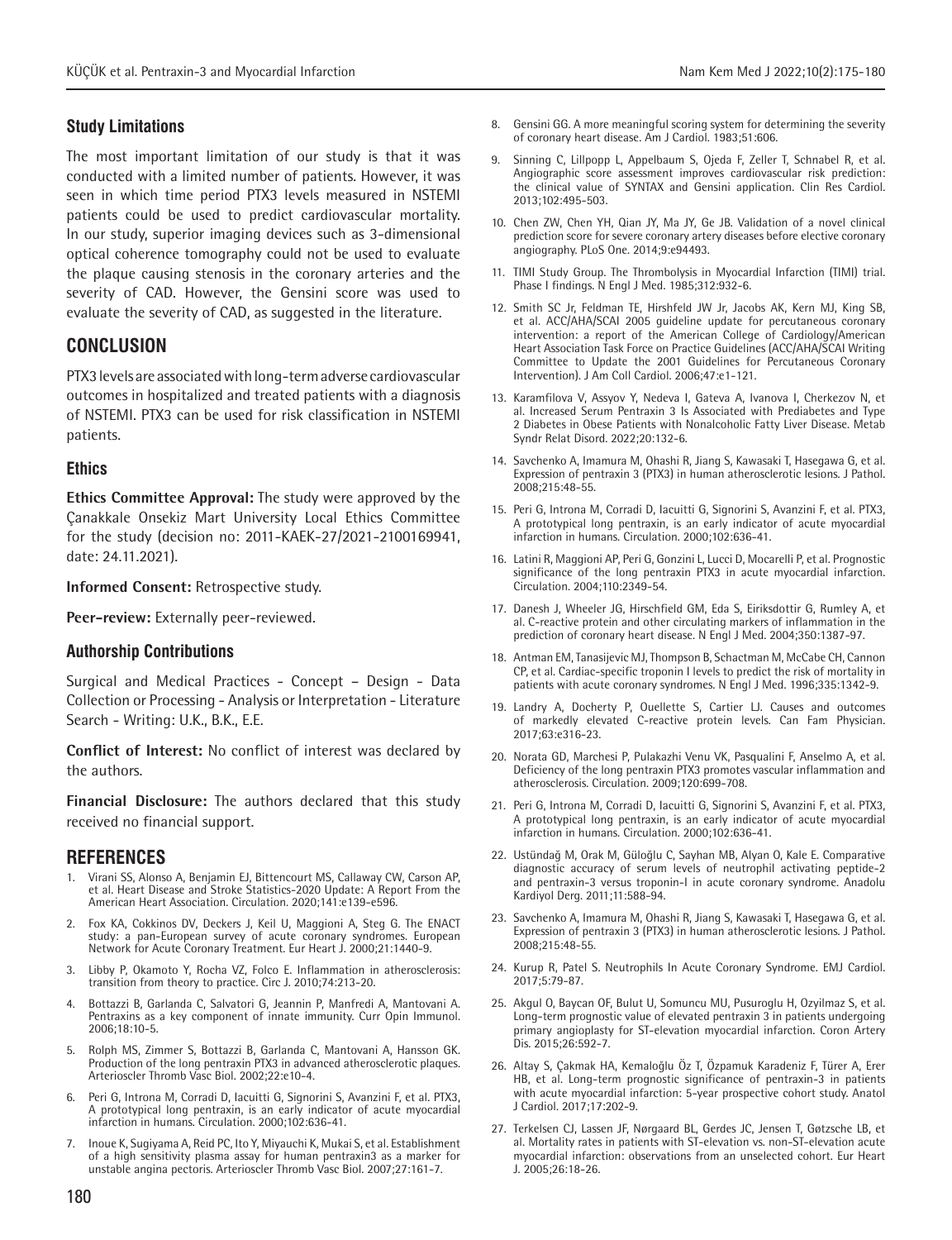## Study Limitations

The most important limitation of our study is that it was conducted with a limited number of patients. However, it was seen in which time period PTX3 levels measured in NSTEMI patients could be used to predict cardiovascular mortality. In our study, superior imaging devices such as 3-dimensional optical coherence tomography could not be used to evaluate the plaque causing stenosis in the coronary arteries and the severity of CAD. However, the Gensini score was used to evaluate the severity of CAD, as suggested in the literature.

## CONCLUSION

PTX3 levels are associated with long-term adverse cardiovascular outcomes in hospitalized and treated patients with a diagnosis of NSTEMI. PTX3 can be used for risk classification in NSTEMI patients.

### Ethics

**Ethics Committee Approval:** The study were approved by the Çanakkale Onsekiz Mart University Local Ethics Committee for the study (decision no: 2011-KAEK-27/2021-2100169941, date: 24.11.2021).

**Informed Consent:** Retrospective study.

**Peer-review:** Externally peer-reviewed.

### Authorship Contributions

Surgical and Medical Practices - Concept – Design - Data Collection or Processing - Analysis or Interpretation - Literature Search - Writing: U.K., B.K., E.E.

**Conflict of Interest:** No conflict of interest was declared by the authors.

**Financial Disclosure:** The authors declared that this study received no financial support.

## REFERENCES

1. Virani SS, Alonso A, Benjamin EJ, Bittencourt MS, Callaway CW, Carson AP, et al. Heart Disease and Stroke Statistics-2020 Update: A Report From the American Heart Association. Circulation. 2020;141:e139-e596.
2. Fox KA, Cokkinos DV, Deckers J, Keil U, Maggioni A, Steg G. The ENACT study: a pan-European survey of acute coronary syndromes. European Network for Acute Coronary Treatment. Eur Heart J. 2000;21:1440-9.
3. Libby P, Okamoto Y, Rocha VZ, Folco E. Inflammation in atherosclerosis: transition from theory to practice. Circ J. 2010;74:213-20.
4. Bottazzi B, Garlanda C, Salvatori G, Jeannin P, Manfredi A, Mantovani A. Pentraxins as a key component of innate immunity. Curr Opin Immunol. 2006;18:10-5.
5. Rolph MS, Zimmer S, Bottazzi B, Garlanda C, Mantovani A, Hansson GK. Production of the long pentraxin PTX3 in advanced atherosclerotic plaques. Arterioscler Thromb Vasc Biol. 2002;22:e10-4.
6. Peri G, Introna M, Corradi D, Iacuitti G, Signorini S, Avanzini F, et al. PTX3, A prototypical long pentraxin, is an early indicator of acute myocardial infarction in humans. Circulation. 2000;102:636-41.
7. Inoue K, Sugiyama A, Reid PC, Ito Y, Miyauchi K, Mukai S, et al. Establishment of a high sensitivity plasma assay for human pentraxin3 as a marker for unstable angina pectoris. Arterioscler Thromb Vasc Biol. 2007;27:161-7.
8. Gensini GG. A more meaningful scoring system for determining the severity of coronary heart disease. Am J Cardiol. 1983;51:606.
9. Sinning C, Lillpopp L, Appelbaum S, Ojeda F, Zeller T, Schnabel R, et al. Angiographic score assessment improves cardiovascular risk prediction: the clinical value of SYNTAX and Gensini application. Clin Res Cardiol. 2013;102:495-503.
10. Chen ZW, Chen YH, Qian JY, Ma JY, Ge JB. Validation of a novel clinical prediction score for severe coronary artery diseases before elective coronary angiography. PLoS One. 2014;9:e94493.
11. TIMI Study Group. The Thrombolysis in Myocardial Infarction (TIMI) trial. Phase I findings. N Engl J Med. 1985;312:932-6.
12. Smith SC Jr, Feldman TE, Hirshfeld JW Jr, Jacobs AK, Kern MJ, King SB, et al. ACC/AHA/SCAI 2005 guideline update for percutaneous coronary intervention: a report of the American College of Cardiology/American Heart Association Task Force on Practice Guidelines (ACC/AHA/SCAI Writing Committee to Update the 2001 Guidelines for Percutaneous Coronary Intervention). J Am Coll Cardiol. 2006;47:e1-121.
13. Karamfilova V, Assyov Y, Nedeva I, Gateva A, Ivanova I, Cherkezov N, et al. Increased Serum Pentraxin 3 Is Associated with Prediabetes and Type 2 Diabetes in Obese Patients with Nonalcoholic Fatty Liver Disease. Metab Syndr Relat Disord. 2022;20:132-6.
14. Savchenko A, Imamura M, Ohashi R, Jiang S, Kawasaki T, Hasegawa G, et al. Expression of pentraxin 3 (PTX3) in human atherosclerotic lesions. J Pathol. 2008;215:48-55.
15. Peri G, Introna M, Corradi D, Iacuitti G, Signorini S, Avanzini F, et al. PTX3, A prototypical long pentraxin, is an early indicator of acute myocardial infarction in humans. Circulation. 2000;102:636-41.
16. Latini R, Maggioni AP, Peri G, Gonzini L, Lucci D, Mocarelli P, et al. Prognostic significance of the long pentraxin PTX3 in acute myocardial infarction. Circulation. 2004;110:2349-54.
17. Danesh J, Wheeler JG, Hirschfield GM, Eda S, Eiriksdottir G, Rumley A, et al. C-reactive protein and other circulating markers of inflammation in the prediction of coronary heart disease. N Engl J Med. 2004;350:1387-97.
18. Antman EM, Tanasijevic MJ, Thompson B, Schactman M, McCabe CH, Cannon CP, et al. Cardiac-specific troponin I levels to predict the risk of mortality in patients with acute coronary syndromes. N Engl J Med. 1996;335:1342-9.
19. Landry A, Docherty P, Ouellette S, Cartier LJ. Causes and outcomes of markedly elevated C-reactive protein levels. Can Fam Physician. 2017;63:e316-23.
20. Norata GD, Marchesi P, Pulakazhi Venu VK, Pasqualini F, Anselmo A, et al. Deficiency of the long pentraxin PTX3 promotes vascular inflammation and atherosclerosis. Circulation. 2009;120:699-708.
21. Peri G, Introna M, Corradi D, Iacuitti G, Signorini S, Avanzini F, et al. PTX3, A prototypical long pentraxin, is an early indicator of acute myocardial infarction in humans. Circulation. 2000;102:636-41.
22. Ustündağ M, Orak M, Güloğlu C, Sayhan MB, Alyan O, Kale E. Comparative diagnostic accuracy of serum levels of neutrophil activating peptide-2 and pentraxin-3 versus troponin-I in acute coronary syndrome. Anadolu Kardiyol Derg. 2011;11:588-94.
23. Savchenko A, Imamura M, Ohashi R, Jiang S, Kawasaki T, Hasegawa G, et al. Expression of pentraxin 3 (PTX3) in human atherosclerotic lesions. J Pathol. 2008;215:48-55.
24. Kurup R, Patel S. Neutrophils In Acute Coronary Syndrome. EMJ Cardiol. 2017;5:79-87.
25. Akgul O, Baycan OF, Bulut U, Somuncu MU, Pusuroglu H, Ozyilmaz S, et al. Long-term prognostic value of elevated pentraxin 3 in patients undergoing primary angioplasty for ST-elevation myocardial infarction. Coron Artery Dis. 2015;26:592-7.
26. Altay S, Çakmak HA, Kemaloğlu Öz T, Özpamuk Karadeniz F, Türer A, Erer HB, et al. Long-term prognostic significance of pentraxin-3 in patients with acute myocardial infarction: 5-year prospective cohort study. Anatol J Cardiol. 2017;17:202-9.
27. Terkelsen CJ, Lassen JF, Nørgaard BL, Gerdes JC, Jensen T, Gøtzsche LB, et al. Mortality rates in patients with ST-elevation vs. non-ST-elevation acute myocardial infarction: observations from an unselected cohort. Eur Heart J. 2005;26:18-26.